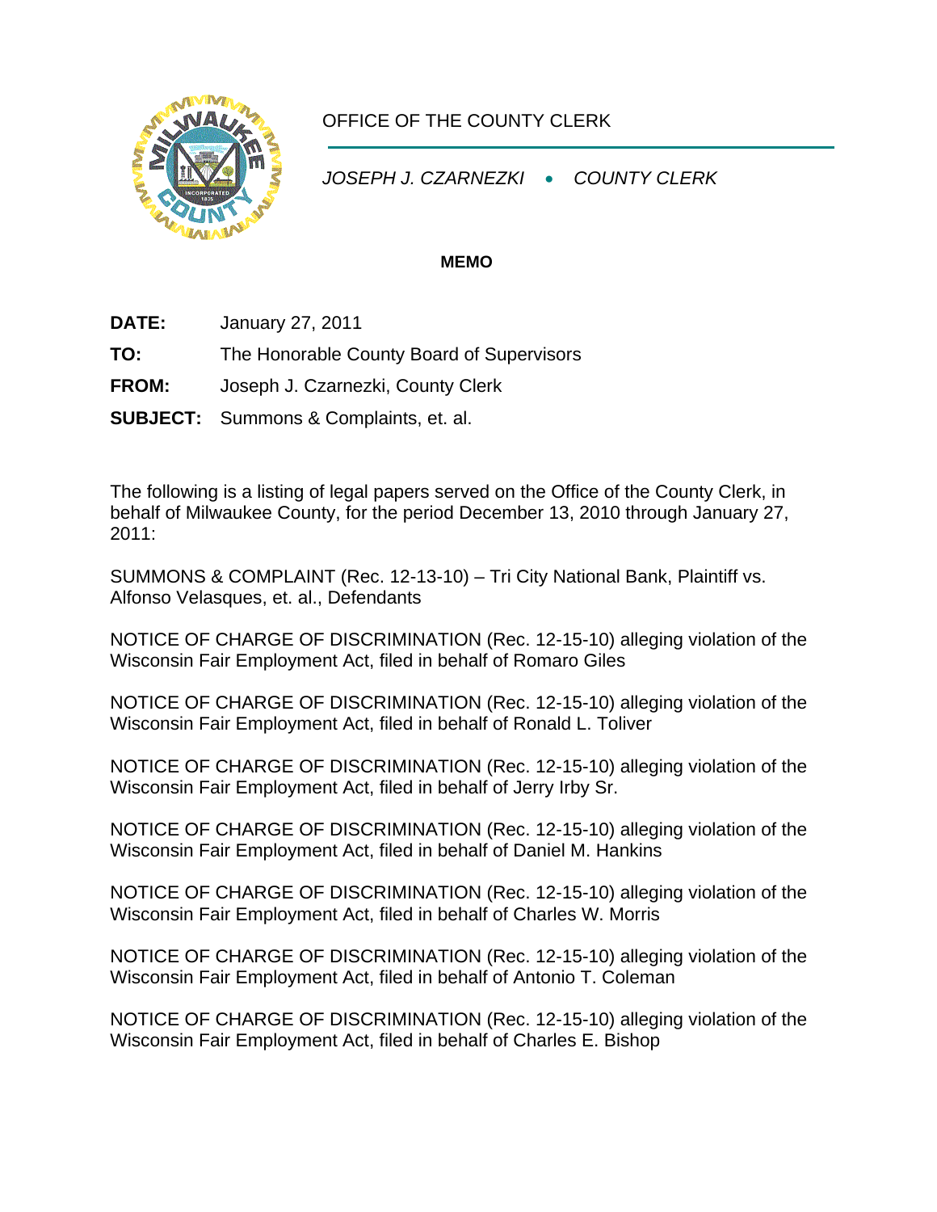OFFICE OF THE COUNTY CLERK

*JOSEPH J. CZARNEZKI • COUNTY CLERK*

**MEMO**

**DATE:** January 27, 2011

**TO:** The Honorable County Board of Supervisors

**FROM:** Joseph J. Czarnezki, County Clerk

**SUBJECT:** Summons & Complaints, et. al.

The following is a listing of legal papers served on the Office of the County Clerk, in behalf of Milwaukee County, for the period December 13, 2010 through January 27, 2011:

SUMMONS & COMPLAINT (Rec. 12-13-10) – Tri City National Bank, Plaintiff vs. Alfonso Velasques, et. al., Defendants

NOTICE OF CHARGE OF DISCRIMINATION (Rec. 12-15-10) alleging violation of the Wisconsin Fair Employment Act, filed in behalf of Romaro Giles

NOTICE OF CHARGE OF DISCRIMINATION (Rec. 12-15-10) alleging violation of the Wisconsin Fair Employment Act, filed in behalf of Ronald L. Toliver

NOTICE OF CHARGE OF DISCRIMINATION (Rec. 12-15-10) alleging violation of the Wisconsin Fair Employment Act, filed in behalf of Jerry Irby Sr.

NOTICE OF CHARGE OF DISCRIMINATION (Rec. 12-15-10) alleging violation of the Wisconsin Fair Employment Act, filed in behalf of Daniel M. Hankins

NOTICE OF CHARGE OF DISCRIMINATION (Rec. 12-15-10) alleging violation of the Wisconsin Fair Employment Act, filed in behalf of Charles W. Morris

NOTICE OF CHARGE OF DISCRIMINATION (Rec. 12-15-10) alleging violation of the Wisconsin Fair Employment Act, filed in behalf of Antonio T. Coleman

NOTICE OF CHARGE OF DISCRIMINATION (Rec. 12-15-10) alleging violation of the Wisconsin Fair Employment Act, filed in behalf of Charles E. Bishop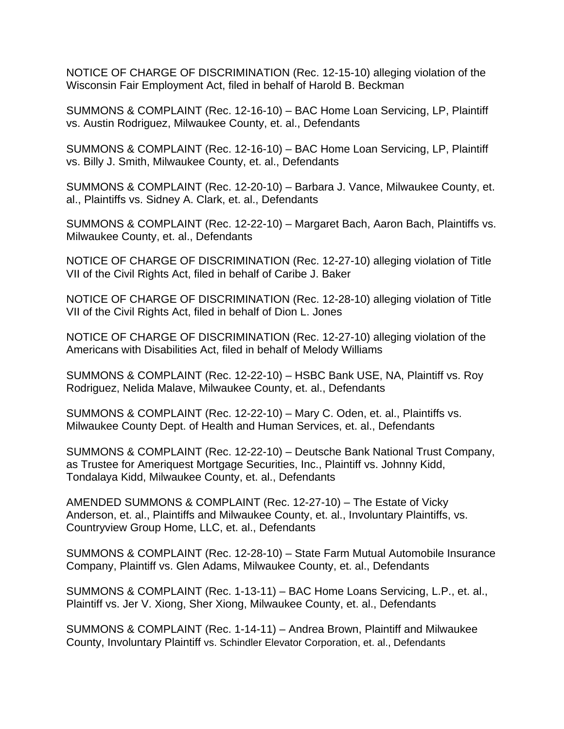NOTICE OF CHARGE OF DISCRIMINATION (Rec. 12-15-10) alleging violation of the Wisconsin Fair Employment Act, filed in behalf of Harold B. Beckman

SUMMONS & COMPLAINT (Rec. 12-16-10) – BAC Home Loan Servicing, LP, Plaintiff vs. Austin Rodriguez, Milwaukee County, et. al., Defendants

SUMMONS & COMPLAINT (Rec. 12-16-10) – BAC Home Loan Servicing, LP, Plaintiff vs. Billy J. Smith, Milwaukee County, et. al., Defendants

SUMMONS & COMPLAINT (Rec. 12-20-10) – Barbara J. Vance, Milwaukee County, et. al., Plaintiffs vs. Sidney A. Clark, et. al., Defendants

SUMMONS & COMPLAINT (Rec. 12-22-10) – Margaret Bach, Aaron Bach, Plaintiffs vs. Milwaukee County, et. al., Defendants

NOTICE OF CHARGE OF DISCRIMINATION (Rec. 12-27-10) alleging violation of Title VII of the Civil Rights Act, filed in behalf of Caribe J. Baker

NOTICE OF CHARGE OF DISCRIMINATION (Rec. 12-28-10) alleging violation of Title VII of the Civil Rights Act, filed in behalf of Dion L. Jones

NOTICE OF CHARGE OF DISCRIMINATION (Rec. 12-27-10) alleging violation of the Americans with Disabilities Act, filed in behalf of Melody Williams

SUMMONS & COMPLAINT (Rec. 12-22-10) – HSBC Bank USE, NA, Plaintiff vs. Roy Rodriguez, Nelida Malave, Milwaukee County, et. al., Defendants

SUMMONS & COMPLAINT (Rec. 12-22-10) – Mary C. Oden, et. al., Plaintiffs vs. Milwaukee County Dept. of Health and Human Services, et. al., Defendants

SUMMONS & COMPLAINT (Rec. 12-22-10) – Deutsche Bank National Trust Company, as Trustee for Ameriquest Mortgage Securities, Inc., Plaintiff vs. Johnny Kidd, Tondalaya Kidd, Milwaukee County, et. al., Defendants

AMENDED SUMMONS & COMPLAINT (Rec. 12-27-10) – The Estate of Vicky Anderson, et. al., Plaintiffs and Milwaukee County, et. al., Involuntary Plaintiffs, vs. Countryview Group Home, LLC, et. al., Defendants

SUMMONS & COMPLAINT (Rec. 12-28-10) – State Farm Mutual Automobile Insurance Company, Plaintiff vs. Glen Adams, Milwaukee County, et. al., Defendants

SUMMONS & COMPLAINT (Rec. 1-13-11) – BAC Home Loans Servicing, L.P., et. al., Plaintiff vs. Jer V. Xiong, Sher Xiong, Milwaukee County, et. al., Defendants

SUMMONS & COMPLAINT (Rec. 1-14-11) – Andrea Brown, Plaintiff and Milwaukee County, Involuntary Plaintiff vs. Schindler Elevator Corporation, et. al., Defendants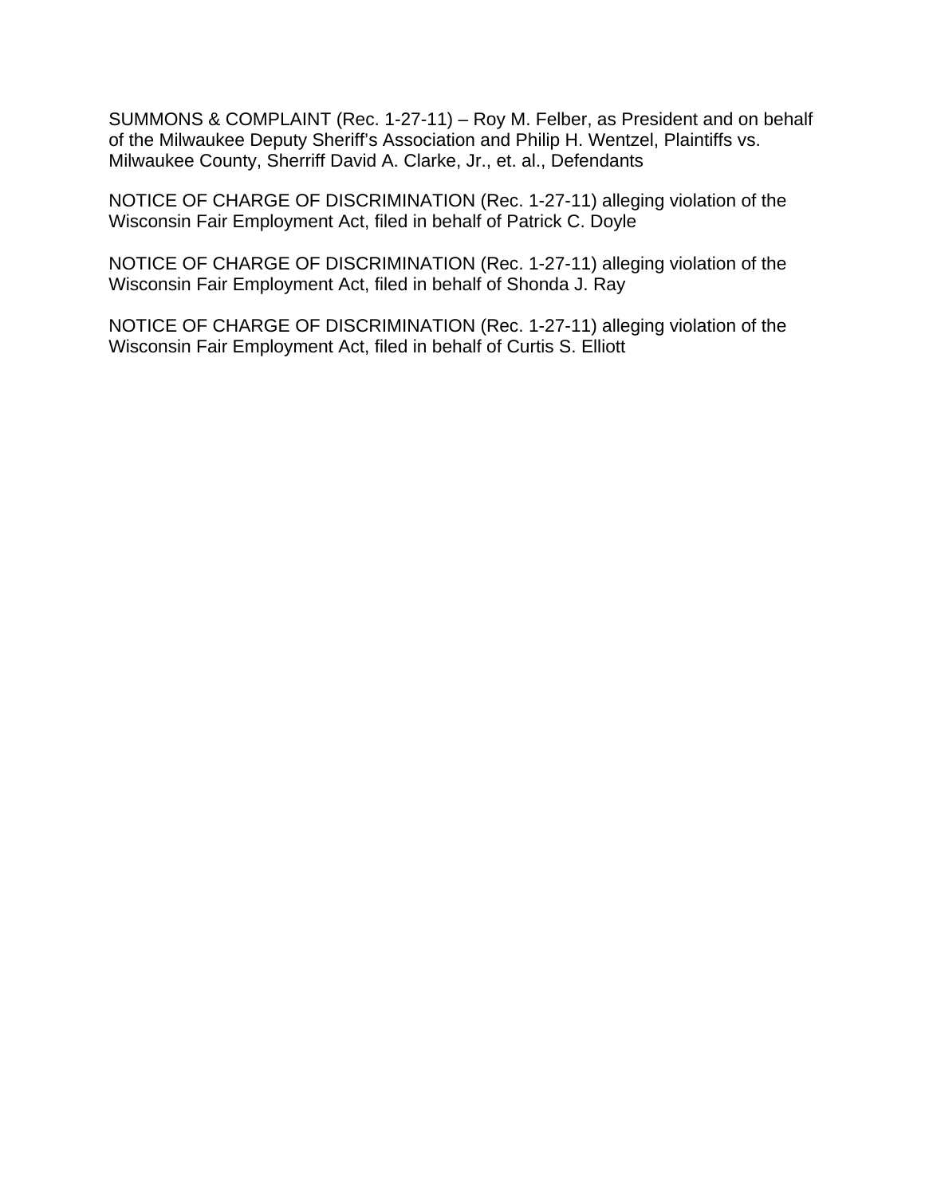SUMMONS & COMPLAINT (Rec. 1-27-11) – Roy M. Felber, as President and on behalf of the Milwaukee Deputy Sheriff's Association and Philip H. Wentzel, Plaintiffs vs. Milwaukee County, Sherriff David A. Clarke, Jr., et. al., Defendants

NOTICE OF CHARGE OF DISCRIMINATION (Rec. 1-27-11) alleging violation of the Wisconsin Fair Employment Act, filed in behalf of Patrick C. Doyle

NOTICE OF CHARGE OF DISCRIMINATION (Rec. 1-27-11) alleging violation of the Wisconsin Fair Employment Act, filed in behalf of Shonda J. Ray

NOTICE OF CHARGE OF DISCRIMINATION (Rec. 1-27-11) alleging violation of the Wisconsin Fair Employment Act, filed in behalf of Curtis S. Elliott